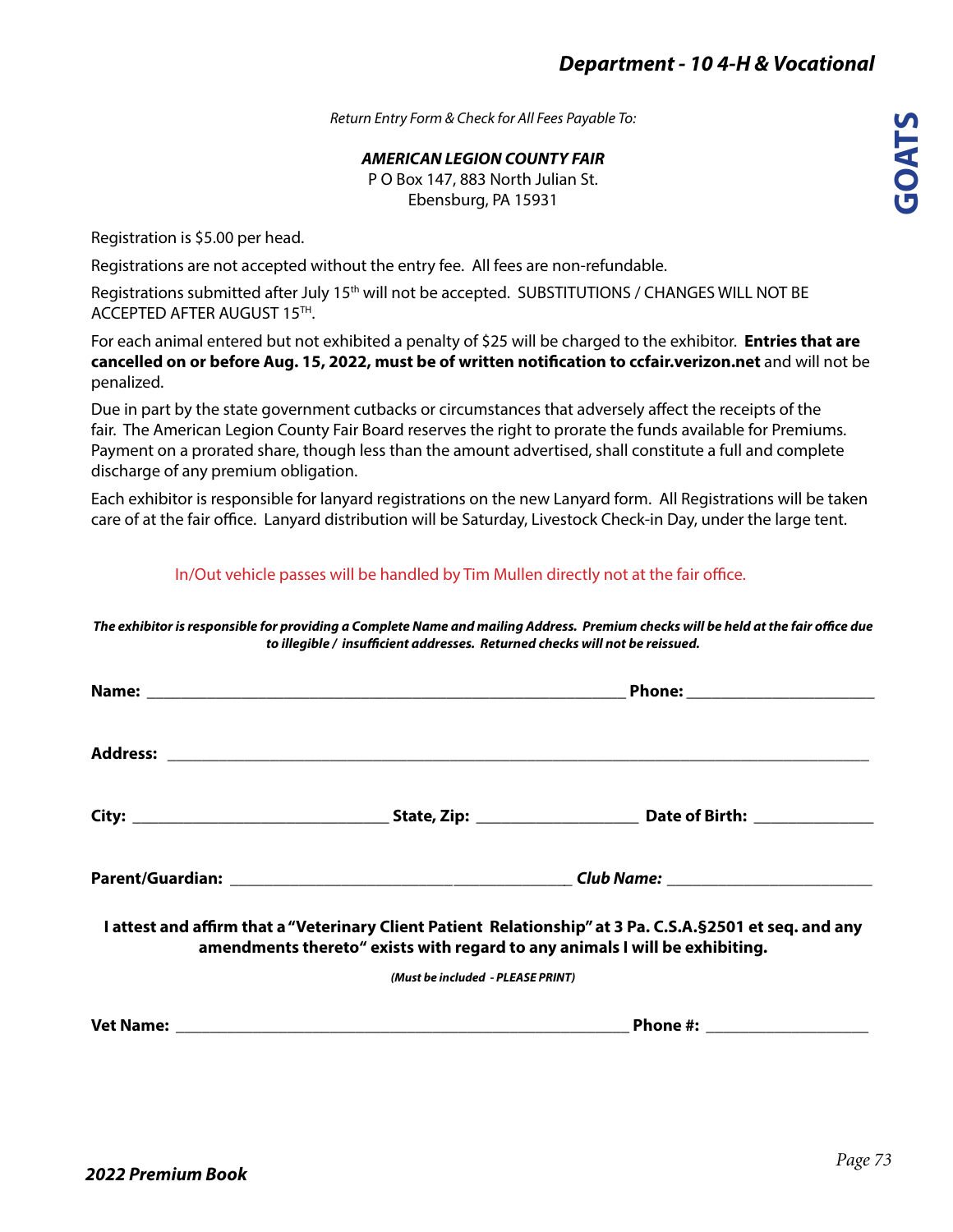## Department - 10 4-H & Vocational

# GOATS

*Return Entry Form & Check for All Fees Payable To:*

***AMERICAN LEGION COUNTY FAIR***
P O Box 147, 883 North Julian St.
Ebensburg, PA 15931

Registration is $5.00 per head.

Registrations are not accepted without the entry fee. All fees are non-refundable.

Registrations submitted after July 15th will not be accepted. SUBSTITUTIONS / CHANGES WILL NOT BE ACCEPTED AFTER AUGUST 15TH.

For each animal entered but not exhibited a penalty of $25 will be charged to the exhibitor. **Entries that are cancelled on or before Aug. 15, 2022, must be of written notification to ccfair.verizon.net** and will not be penalized.

Due in part by the state government cutbacks or circumstances that adversely affect the receipts of the fair. The American Legion County Fair Board reserves the right to prorate the funds available for Premiums. Payment on a prorated share, though less than the amount advertised, shall constitute a full and complete discharge of any premium obligation.

Each exhibitor is responsible for lanyard registrations on the new Lanyard form. All Registrations will be taken care of at the fair office. Lanyard distribution will be Saturday, Livestock Check-in Day, under the large tent.

In/Out vehicle passes will be handled by Tim Mullen directly not at the fair office.

***The exhibitor is responsible for providing a Complete Name and mailing Address. Premium checks will be held at the fair office due to illegible / insufficient addresses. Returned checks will not be reissued.***

**Name:** ______________________________ **Phone:** ______________

**Address:** ______________________________________________

**City:** ________________ **State, Zip:** ____________ **Date of Birth:** __________

**Parent/Guardian:** ______________________ ***Club Name:*** ______________

**I attest and affirm that a "Veterinary Client Patient Relationship" at 3 Pa. C.S.A.§2501 et seq. and any amendments thereto" exists with regard to any animals I will be exhibiting.**

***(Must be included - PLEASE PRINT)***

**Vet Name:** ______________________________ **Phone #:** ____________

***2022 Premium Book***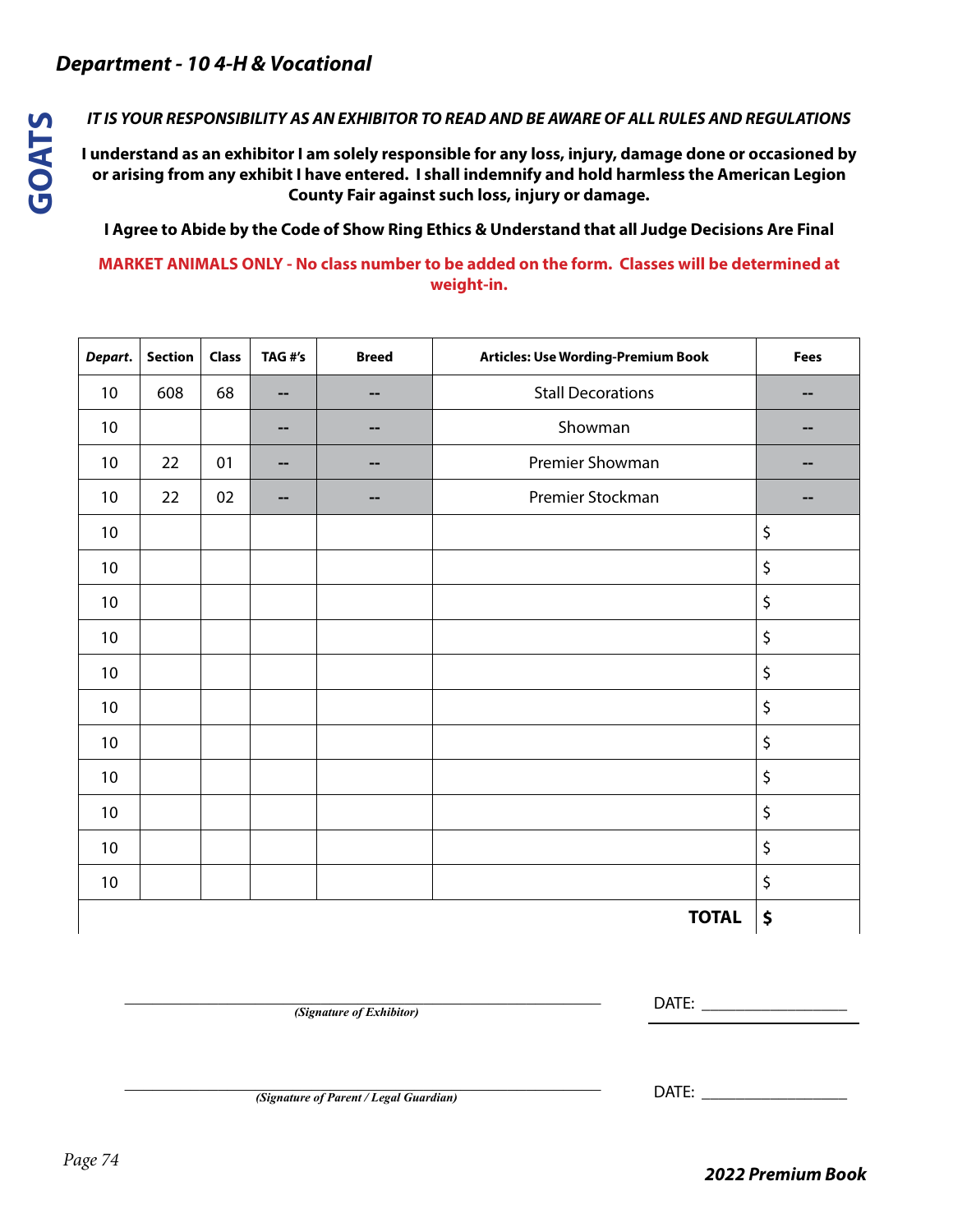## Department - 10 4-H & Vocational

**GOATS**

***IT IS YOUR RESPONSIBILITY AS AN EXHIBITOR TO READ AND BE AWARE OF ALL RULES AND REGULATIONS***

**I understand as an exhibitor I am solely responsible for any loss, injury, damage done or occasioned by or arising from any exhibit I have entered. I shall indemnify and hold harmless the American Legion County Fair against such loss, injury or damage.**

**I Agree to Abide by the Code of Show Ring Ethics & Understand that all Judge Decisions Are Final**

**MARKET ANIMALS ONLY - No class number to be added on the form. Classes will be determined at weigh-in.**

| ***Depart.*** | **Section** | **Class** | **TAG #'s** | **Breed** | **Articles: Use Wording-Premium Book** | **Fees** |
|---|---|---|---|---|---|---|
| 10 | 608 | 68 | -- | -- | Stall Decorations | -- |
| 10 | | | -- | -- | Showman | -- |
| 10 | 22 | 01 | -- | -- | Premier Showman | -- |
| 10 | 22 | 02 | -- | -- | Premier Stockman | -- |
| 10 | | | | | | $ |
| 10 | | | | | | $ |
| 10 | | | | | | $ |
| 10 | | | | | | $ |
| 10 | | | | | | $ |
| 10 | | | | | | $ |
| 10 | | | | | | $ |
| 10 | | | | | | $ |
| 10 | | | | | | $ |
| 10 | | | | | | $ |
| 10 | | | | | | $ |
| | | | | | **TOTAL** | **$** |

_______________________________________
*(Signature of Exhibitor)*

DATE: ________________

_______________________________________
*(Signature of Parent / Legal Guardian)*

DATE: ________________